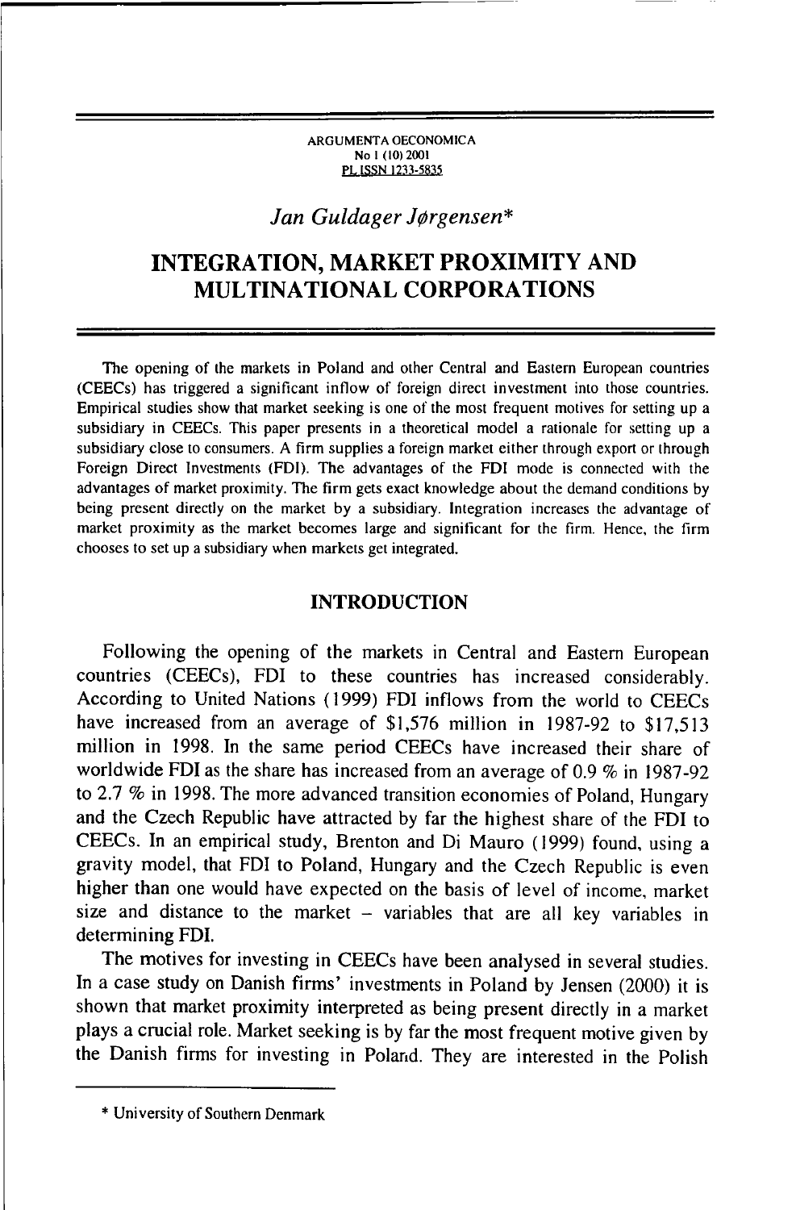ARGUMENTA OECONOMICA
No 1 (10) 2001
PL ISSN 1233-5835

*Jan Guldager Jørgensen**

# INTEGRATION, MARKET PROXIMITY AND MULTINATIONAL CORPORATIONS

The opening of the markets in Poland and other Central and Eastern European countries (CEECs) has triggered a significant inflow of foreign direct investment into those countries. Empirical studies show that market seeking is one of the most frequent motives for setting up a subsidiary in CEECs. This paper presents in a theoretical model a rationale for setting up a subsidiary close to consumers. A firm supplies a foreign market either through export or through Foreign Direct Investments (FDI). The advantages of the FDI mode is connected with the advantages of market proximity. The firm gets exact knowledge about the demand conditions by being present directly on the market by a subsidiary. Integration increases the advantage of market proximity as the market becomes large and significant for the firm. Hence, the firm chooses to set up a subsidiary when markets get integrated.

## INTRODUCTION

Following the opening of the markets in Central and Eastern European countries (CEECs), FDI to these countries has increased considerably. According to United Nations (1999) FDI inflows from the world to CEECs have increased from an average of $1,576 million in 1987-92 to $17,513 million in 1998. In the same period CEECs have increased their share of worldwide FDI as the share has increased from an average of 0.9 % in 1987-92 to 2.7 % in 1998. The more advanced transition economies of Poland, Hungary and the Czech Republic have attracted by far the highest share of the FDI to CEECs. In an empirical study, Brenton and Di Mauro (1999) found, using a gravity model, that FDI to Poland, Hungary and the Czech Republic is even higher than one would have expected on the basis of level of income, market size and distance to the market – variables that are all key variables in determining FDI.

The motives for investing in CEECs have been analysed in several studies. In a case study on Danish firms' investments in Poland by Jensen (2000) it is shown that market proximity interpreted as being present directly in a market plays a crucial role. Market seeking is by far the most frequent motive given by the Danish firms for investing in Poland. They are interested in the Polish

* University of Southern Denmark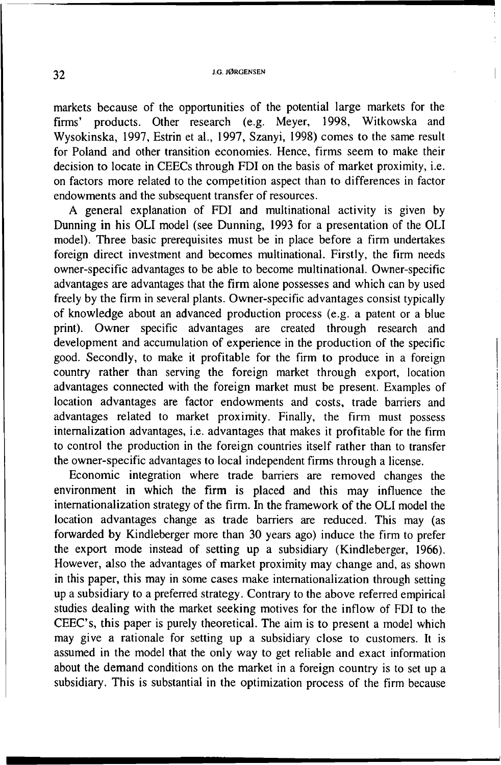markets because of the opportunities of the potential large markets for the firms' products. Other research (e.g. Meyer, 1998, Witkowska and Wysokinska, 1997, Estrin et al., 1997, Szanyi, 1998) comes to the same result for Poland and other transition economies. Hence, firms seem to make their decision to locate in CEECs through FDI on the basis of market proximity, i.e. on factors more related to the competition aspect than to differences in factor endowments and the subsequent transfer of resources.

A general explanation of FDI and multinational activity is given by Dunning in his OLI model (see Dunning, 1993 for a presentation of the OLI model). Three basic prerequisites must be in place before a firm undertakes foreign direct investment and becomes multinational. Firstly, the firm needs owner-specific advantages to be able to become multinational. Owner-specific advantages are advantages that the firm alone possesses and which can by used freely by the firm in several plants. Owner-specific advantages consist typically of knowledge about an advanced production process (e.g. a patent or a blue print). Owner specific advantages are created through research and development and accumulation of experience in the production of the specific good. Secondly, to make it profitable for the firm to produce in a foreign country rather than serving the foreign market through export, location advantages connected with the foreign market must be present. Examples of location advantages are factor endowments and costs, trade barriers and advantages related to market proximity. Finally, the firm must possess internalization advantages, i.e. advantages that makes it profitable for the firm to control the production in the foreign countries itself rather than to transfer the owner-specific advantages to local independent firms through a license.

Economic integration where trade barriers are removed changes the environment in which the firm is placed and this may influence the internationalization strategy of the firm. In the framework of the OLI model the location advantages change as trade barriers are reduced. This may (as forwarded by Kindleberger more than 30 years ago) induce the firm to prefer the export mode instead of setting up a subsidiary (Kindleberger, 1966). However, also the advantages of market proximity may change and, as shown in this paper, this may in some cases make internationalization through setting up a subsidiary to a preferred strategy. Contrary to the above referred empirical studies dealing with the market seeking motives for the inflow of FDI to the CEEC's, this paper is purely theoretical. The aim is to present a model which may give a rationale for setting up a subsidiary close to customers. It is assumed in the model that the only way to get reliable and exact information about the demand conditions on the market in a foreign country is to set up a subsidiary. This is substantial in the optimization process of the firm because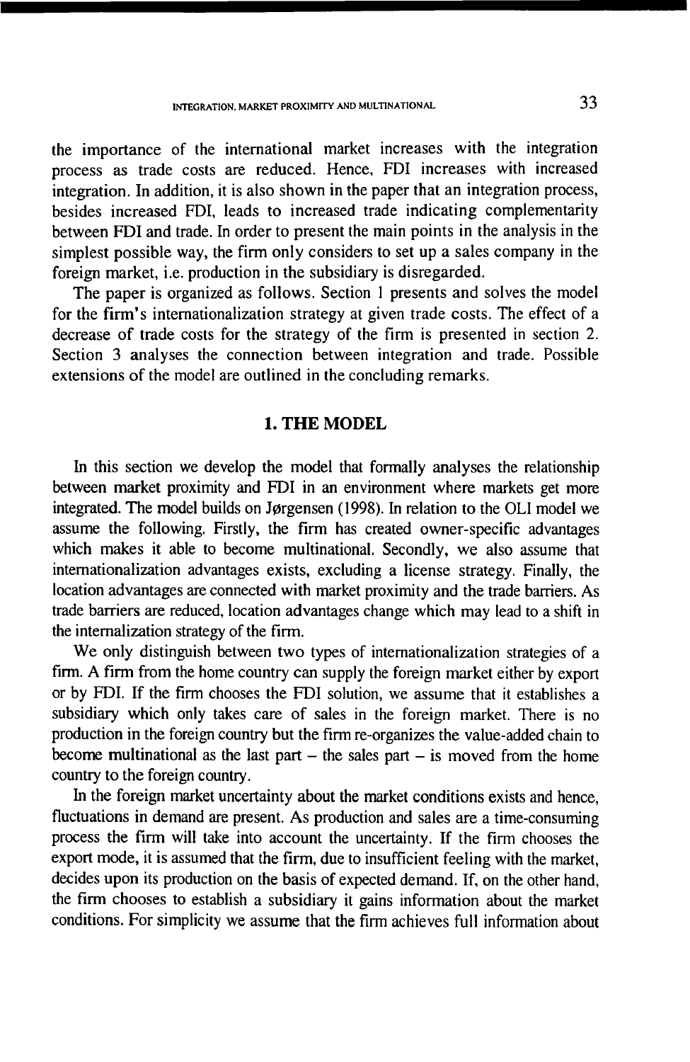the importance of the international market increases with the integration process as trade costs are reduced. Hence, FDI increases with increased integration. In addition, it is also shown in the paper that an integration process, besides increased FDI, leads to increased trade indicating complementarity between FDI and trade. In order to present the main points in the analysis in the simplest possible way, the firm only considers to set up a sales company in the foreign market, i.e. production in the subsidiary is disregarded.

The paper is organized as follows. Section 1 presents and solves the model for the firm's internationalization strategy at given trade costs. The effect of a decrease of trade costs for the strategy of the firm is presented in section 2. Section 3 analyses the connection between integration and trade. Possible extensions of the model are outlined in the concluding remarks.

## 1. THE MODEL

In this section we develop the model that formally analyses the relationship between market proximity and FDI in an environment where markets get more integrated. The model builds on Jørgensen (1998). In relation to the OLI model we assume the following. Firstly, the firm has created owner-specific advantages which makes it able to become multinational. Secondly, we also assume that internationalization advantages exists, excluding a license strategy. Finally, the location advantages are connected with market proximity and the trade barriers. As trade barriers are reduced, location advantages change which may lead to a shift in the internalization strategy of the firm.

We only distinguish between two types of internationalization strategies of a firm. A firm from the home country can supply the foreign market either by export or by FDI. If the firm chooses the FDI solution, we assume that it establishes a subsidiary which only takes care of sales in the foreign market. There is no production in the foreign country but the firm re-organizes the value-added chain to become multinational as the last part – the sales part – is moved from the home country to the foreign country.

In the foreign market uncertainty about the market conditions exists and hence, fluctuations in demand are present. As production and sales are a time-consuming process the firm will take into account the uncertainty. If the firm chooses the export mode, it is assumed that the firm, due to insufficient feeling with the market, decides upon its production on the basis of expected demand. If, on the other hand, the firm chooses to establish a subsidiary it gains information about the market conditions. For simplicity we assume that the firm achieves full information about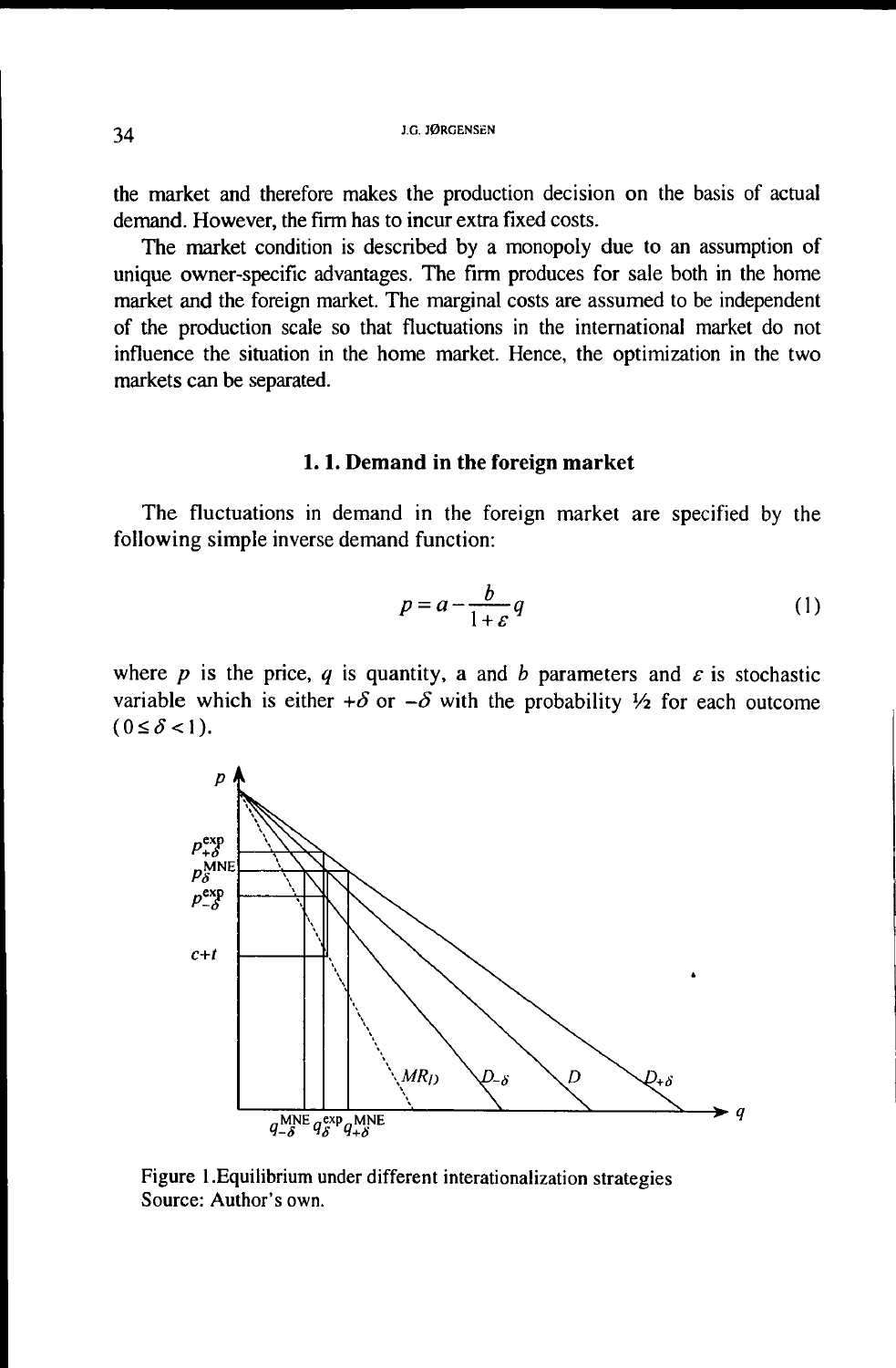the market and therefore makes the production decision on the basis of actual demand. However, the firm has to incur extra fixed costs.

The market condition is described by a monopoly due to an assumption of unique owner-specific advantages. The firm produces for sale both in the home market and the foreign market. The marginal costs are assumed to be independent of the production scale so that fluctuations in the international market do not influence the situation in the home market. Hence, the optimization in the two markets can be separated.

### 1. 1. Demand in the foreign market

The fluctuations in demand in the foreign market are specified by the following simple inverse demand function:

$$p = a - \frac{b}{1+\varepsilon} q \tag{1}$$

where $p$ is the price, $q$ is quantity, a and $b$ parameters and $\varepsilon$ is stochastic variable which is either $+\delta$ or $-\delta$ with the probability ½ for each outcome ($0 \le \delta < 1$).

Figure 1.Equilibrium under different interationalization strategies
Source: Author's own.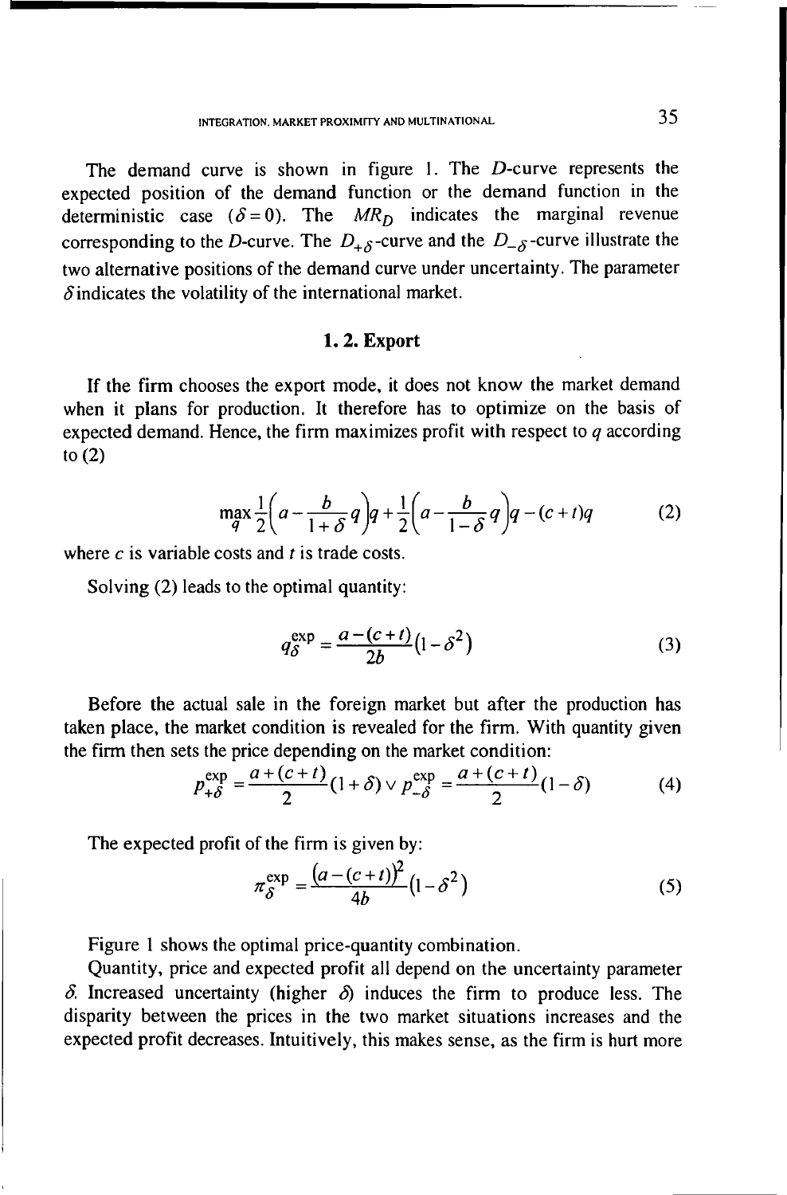The demand curve is shown in figure 1. The $D$-curve represents the expected position of the demand function or the demand function in the deterministic case ($\delta = 0$). The $MR_D$ indicates the marginal revenue corresponding to the $D$-curve. The $D_{+\delta}$-curve and the $D_{-\delta}$-curve illustrate the two alternative positions of the demand curve under uncertainty. The parameter $\delta$ indicates the volatility of the international market.

### 1. 2. Export

If the firm chooses the export mode, it does not know the market demand when it plans for production. It therefore has to optimize on the basis of expected demand. Hence, the firm maximizes profit with respect to $q$ according to (2)

$$\max_{q} \frac{1}{2}\left(a - \frac{b}{1+\delta}q\right)q + \frac{1}{2}\left(a - \frac{b}{1-\delta}q\right)q - (c+t)q \tag{2}$$

where $c$ is variable costs and $t$ is trade costs.

Solving (2) leads to the optimal quantity:

$$q_{\delta}^{\exp} = \frac{a-(c+t)}{2b}\left(1-\delta^2\right) \tag{3}$$

Before the actual sale in the foreign market but after the production has taken place, the market condition is revealed for the firm. With quantity given the firm then sets the price depending on the market condition:

$$p_{+\delta}^{\exp} = \frac{a+(c+t)}{2}(1+\delta) \vee p_{-\delta}^{\exp} = \frac{a+(c+t)}{2}(1-\delta) \tag{4}$$

The expected profit of the firm is given by:

$$\pi_{\delta}^{\exp} = \frac{\left(a-(c+t)\right)^2}{4b}\left(1-\delta^2\right) \tag{5}$$

Figure 1 shows the optimal price-quantity combination.

Quantity, price and expected profit all depend on the uncertainty parameter $\delta$. Increased uncertainty (higher $\delta$) induces the firm to produce less. The disparity between the prices in the two market situations increases and the expected profit decreases. Intuitively, this makes sense, as the firm is hurt more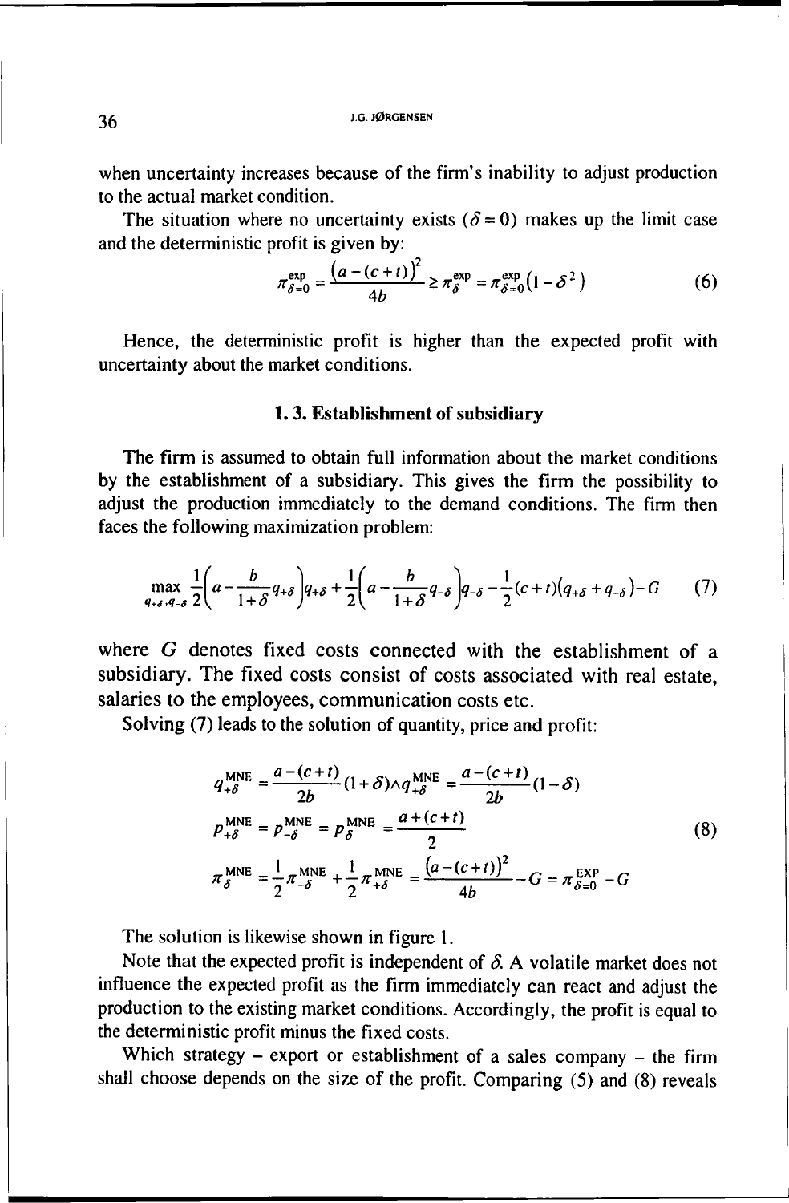when uncertainty increases because of the firm's inability to adjust production to the actual market condition.

The situation where no uncertainty exists ($\delta = 0$) makes up the limit case and the deterministic profit is given by:

$$\pi_{\delta=0}^{\exp} = \frac{(a-(c+t))^2}{4b} \geq \pi_{\delta}^{\exp} = \pi_{\delta=0}^{\exp}(1-\delta^2) \tag{6}$$

Hence, the deterministic profit is higher than the expected profit with uncertainty about the market conditions.

### 1. 3. Establishment of subsidiary

The firm is assumed to obtain full information about the market conditions by the establishment of a subsidiary. This gives the firm the possibility to adjust the production immediately to the demand conditions. The firm then faces the following maximization problem:

$$\max_{q_{+\delta}, q_{-\delta}} \frac{1}{2}\left(a - \frac{b}{1+\delta} q_{+\delta}\right) q_{+\delta} + \frac{1}{2}\left(a - \frac{b}{1+\delta} q_{-\delta}\right) q_{-\delta} - \frac{1}{2}(c+t)(q_{+\delta} + q_{-\delta}) - G \tag{7}$$

where $G$ denotes fixed costs connected with the establishment of a subsidiary. The fixed costs consist of costs associated with real estate, salaries to the employees, communication costs etc.

Solving (7) leads to the solution of quantity, price and profit:

$$\begin{aligned}
q_{+\delta}^{\text{MNE}} &= \frac{a-(c+t)}{2b}(1+\delta) \wedge q_{+\delta}^{\text{MNE}} = \frac{a-(c+t)}{2b}(1-\delta) \\
p_{+\delta}^{\text{MNE}} &= p_{-\delta}^{\text{MNE}} = p_{\delta}^{\text{MNE}} = \frac{a+(c+t)}{2} \\
\pi_{\delta}^{\text{MNE}} &= \frac{1}{2}\pi_{-\delta}^{\text{MNE}} + \frac{1}{2}\pi_{+\delta}^{\text{MNE}} = \frac{(a-(c+t))^2}{4b} - G = \pi_{\delta=0}^{\text{EXP}} - G
\end{aligned} \tag{8}$$

The solution is likewise shown in figure 1.

Note that the expected profit is independent of $\delta$. A volatile market does not influence the expected profit as the firm immediately can react and adjust the production to the existing market conditions. Accordingly, the profit is equal to the deterministic profit minus the fixed costs.

Which strategy – export or establishment of a sales company – the firm shall choose depends on the size of the profit. Comparing (5) and (8) reveals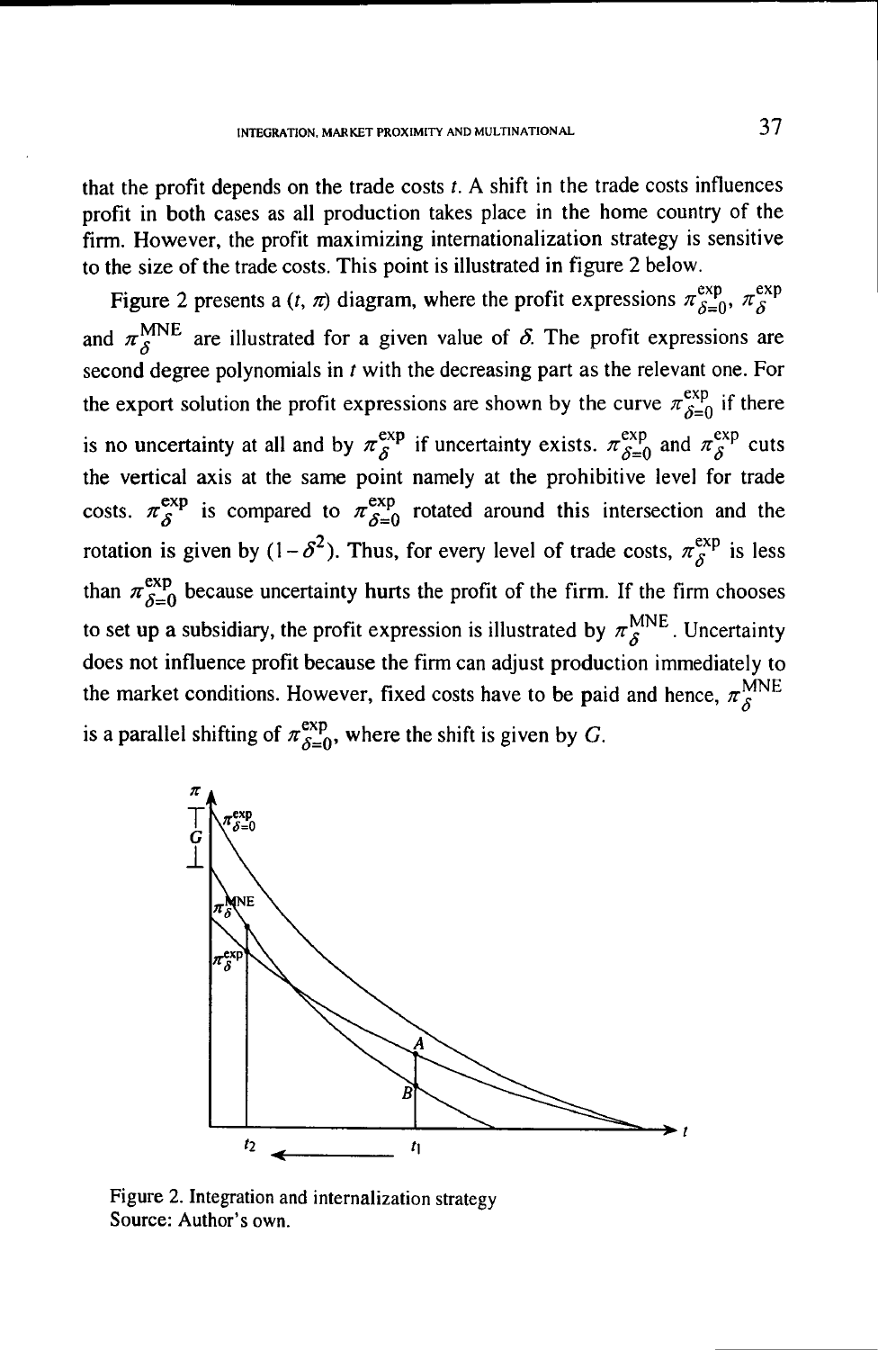that the profit depends on the trade costs $t$. A shift in the trade costs influences profit in both cases as all production takes place in the home country of the firm. However, the profit maximizing internationalization strategy is sensitive to the size of the trade costs. This point is illustrated in figure 2 below.

Figure 2 presents a $(t, \pi)$ diagram, where the profit expressions $\pi_{\delta=0}^{\text{exp}}$, $\pi_{\delta}^{\text{exp}}$ and $\pi_{\delta}^{\text{MNE}}$ are illustrated for a given value of $\delta$. The profit expressions are second degree polynomials in $t$ with the decreasing part as the relevant one. For the export solution the profit expressions are shown by the curve $\pi_{\delta=0}^{\text{exp}}$ if there is no uncertainty at all and by $\pi_{\delta}^{\text{exp}}$ if uncertainty exists. $\pi_{\delta=0}^{\text{exp}}$ and $\pi_{\delta}^{\text{exp}}$ cuts the vertical axis at the same point namely at the prohibitive level for trade costs. $\pi_{\delta}^{\text{exp}}$ is compared to $\pi_{\delta=0}^{\text{exp}}$ rotated around this intersection and the rotation is given by $(1-\delta^2)$. Thus, for every level of trade costs, $\pi_{\delta}^{\text{exp}}$ is less than $\pi_{\delta=0}^{\text{exp}}$ because uncertainty hurts the profit of the firm. If the firm chooses to set up a subsidiary, the profit expression is illustrated by $\pi_{\delta}^{\text{MNE}}$. Uncertainty does not influence profit because the firm can adjust production immediately to the market conditions. However, fixed costs have to be paid and hence, $\pi_{\delta}^{\text{MNE}}$ is a parallel shifting of $\pi_{\delta=0}^{\text{exp}}$, where the shift is given by $G$.

Figure 2. Integration and internalization strategy
Source: Author's own.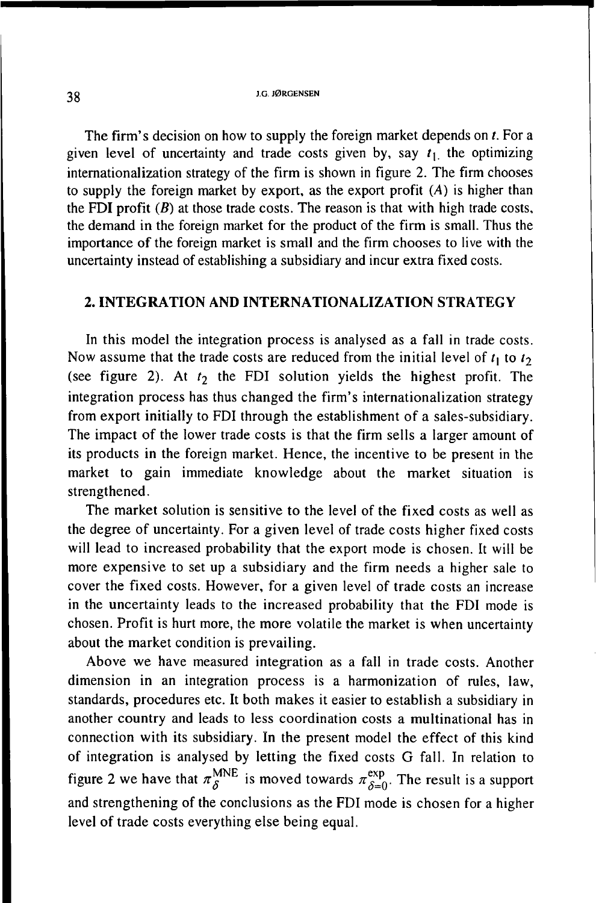The firm's decision on how to supply the foreign market depends on $t$. For a given level of uncertainty and trade costs given by, say $t_1$, the optimizing internationalization strategy of the firm is shown in figure 2. The firm chooses to supply the foreign market by export, as the export profit ($A$) is higher than the FDI profit ($B$) at those trade costs. The reason is that with high trade costs, the demand in the foreign market for the product of the firm is small. Thus the importance of the foreign market is small and the firm chooses to live with the uncertainty instead of establishing a subsidiary and incur extra fixed costs.

## 2. INTEGRATION AND INTERNATIONALIZATION STRATEGY

In this model the integration process is analysed as a fall in trade costs. Now assume that the trade costs are reduced from the initial level of $t_1$ to $t_2$ (see figure 2). At $t_2$ the FDI solution yields the highest profit. The integration process has thus changed the firm's internationalization strategy from export initially to FDI through the establishment of a sales-subsidiary. The impact of the lower trade costs is that the firm sells a larger amount of its products in the foreign market. Hence, the incentive to be present in the market to gain immediate knowledge about the market situation is strengthened.

The market solution is sensitive to the level of the fixed costs as well as the degree of uncertainty. For a given level of trade costs higher fixed costs will lead to increased probability that the export mode is chosen. It will be more expensive to set up a subsidiary and the firm needs a higher sale to cover the fixed costs. However, for a given level of trade costs an increase in the uncertainty leads to the increased probability that the FDI mode is chosen. Profit is hurt more, the more volatile the market is when uncertainty about the market condition is prevailing.

Above we have measured integration as a fall in trade costs. Another dimension in an integration process is a harmonization of rules, law, standards, procedures etc. It both makes it easier to establish a subsidiary in another country and leads to less coordination costs a multinational has in connection with its subsidiary. In the present model the effect of this kind of integration is analysed by letting the fixed costs G fall. In relation to figure 2 we have that $\pi_{\delta}^{\text{MNE}}$ is moved towards $\pi_{\delta=0}^{\text{exp}}$. The result is a support and strengthening of the conclusions as the FDI mode is chosen for a higher level of trade costs everything else being equal.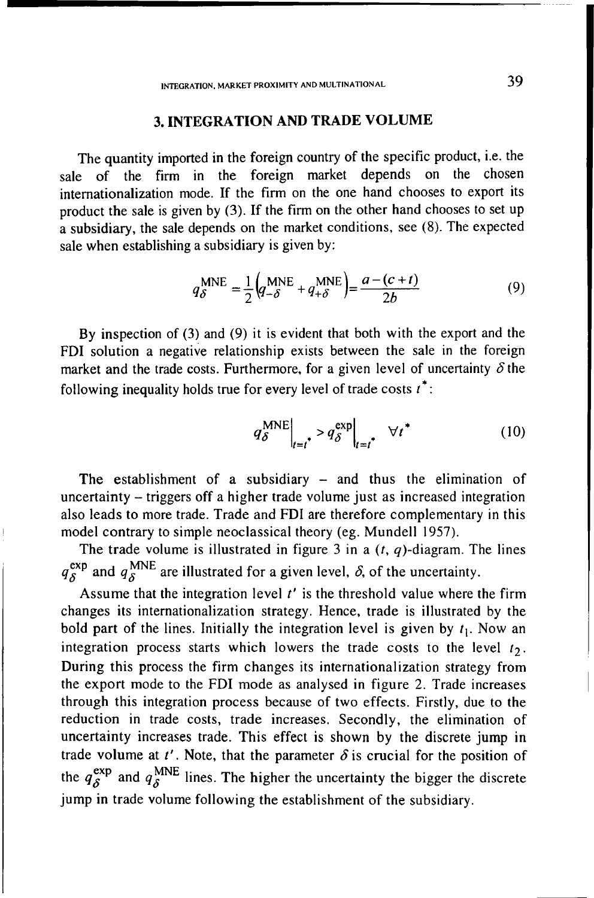## 3. INTEGRATION AND TRADE VOLUME

The quantity imported in the foreign country of the specific product, i.e. the sale of the firm in the foreign market depends on the chosen internationalization mode. If the firm on the one hand chooses to export its product the sale is given by (3). If the firm on the other hand chooses to set up a subsidiary, the sale depends on the market conditions, see (8). The expected sale when establishing a subsidiary is given by:

$$q_{\delta}^{\text{MNE}} = \frac{1}{2}\left(q_{-\delta}^{\text{MNE}} + q_{+\delta}^{\text{MNE}}\right) = \frac{a-(c+t)}{2b} \tag{9}$$

By inspection of (3) and (9) it is evident that both with the export and the FDI solution a negative relationship exists between the sale in the foreign market and the trade costs. Furthermore, for a given level of uncertainty $\delta$ the following inequality holds true for every level of trade costs $t^*$:

$$q_{\delta}^{\text{MNE}}\Big|_{t=t^*} > q_{\delta}^{\text{exp}}\Big|_{t=t^*} \quad \forall t^* \tag{10}$$

The establishment of a subsidiary – and thus the elimination of uncertainty – triggers off a higher trade volume just as increased integration also leads to more trade. Trade and FDI are therefore complementary in this model contrary to simple neoclassical theory (eg. Mundell 1957).

The trade volume is illustrated in figure 3 in a $(t, q)$-diagram. The lines $q_{\delta}^{\text{exp}}$ and $q_{\delta}^{\text{MNE}}$ are illustrated for a given level, $\delta$, of the uncertainty.

Assume that the integration level $t'$ is the threshold value where the firm changes its internationalization strategy. Hence, trade is illustrated by the bold part of the lines. Initially the integration level is given by $t_1$. Now an integration process starts which lowers the trade costs to the level $t_2$. During this process the firm changes its internationalization strategy from the export mode to the FDI mode as analysed in figure 2. Trade increases through this integration process because of two effects. Firstly, due to the reduction in trade costs, trade increases. Secondly, the elimination of uncertainty increases trade. This effect is shown by the discrete jump in trade volume at $t'$. Note, that the parameter $\delta$ is crucial for the position of the $q_{\delta}^{\text{exp}}$ and $q_{\delta}^{\text{MNE}}$ lines. The higher the uncertainty the bigger the discrete jump in trade volume following the establishment of the subsidiary.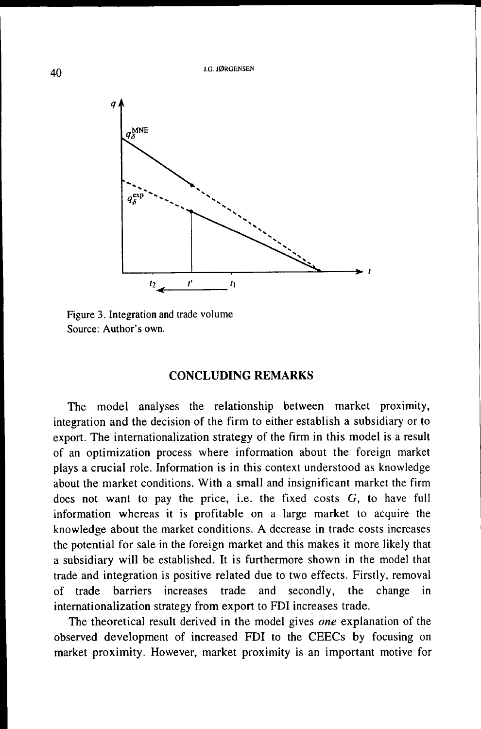Figure 3. Integration and trade volume
Source: Author's own.

## CONCLUDING REMARKS

The model analyses the relationship between market proximity, integration and the decision of the firm to either establish a subsidiary or to export. The internationalization strategy of the firm in this model is a result of an optimization process where information about the foreign market plays a crucial role. Information is in this context understood as knowledge about the market conditions. With a small and insignificant market the firm does not want to pay the price, i.e. the fixed costs $G$, to have full information whereas it is profitable on a large market to acquire the knowledge about the market conditions. A decrease in trade costs increases the potential for sale in the foreign market and this makes it more likely that a subsidiary will be established. It is furthermore shown in the model that trade and integration is positive related due to two effects. Firstly, removal of trade barriers increases trade and secondly, the change in internationalization strategy from export to FDI increases trade.

The theoretical result derived in the model gives *one* explanation of the observed development of increased FDI to the CEECs by focusing on market proximity. However, market proximity is an important motive for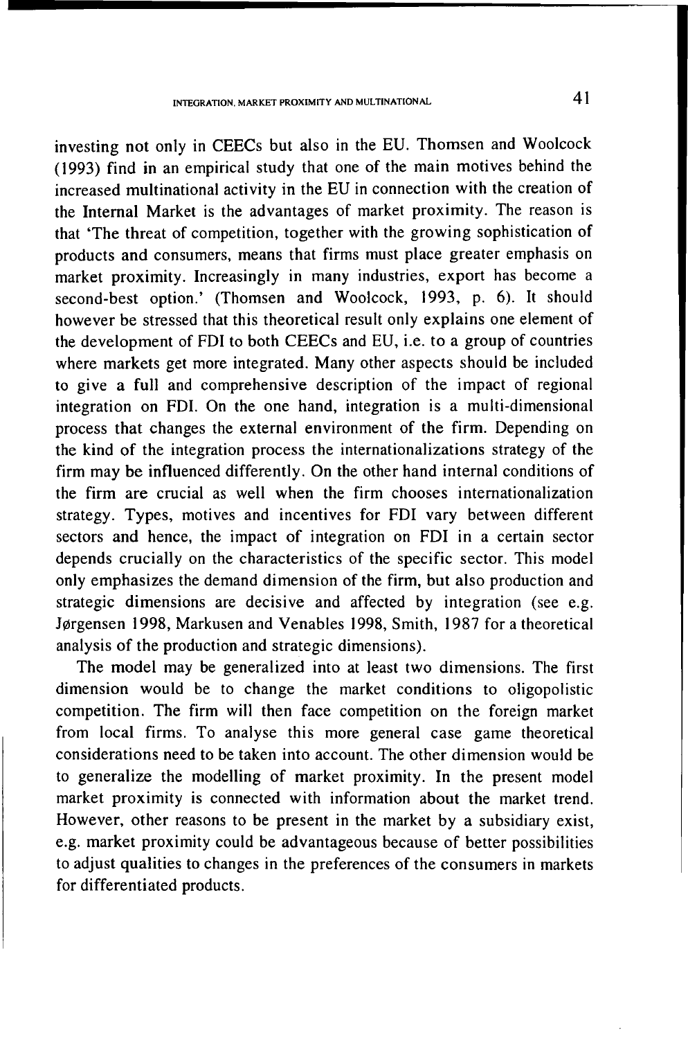investing not only in CEECs but also in the EU. Thomsen and Woolcock (1993) find in an empirical study that one of the main motives behind the increased multinational activity in the EU in connection with the creation of the Internal Market is the advantages of market proximity. The reason is that 'The threat of competition, together with the growing sophistication of products and consumers, means that firms must place greater emphasis on market proximity. Increasingly in many industries, export has become a second-best option.' (Thomsen and Woolcock, 1993, p. 6). It should however be stressed that this theoretical result only explains one element of the development of FDI to both CEECs and EU, i.e. to a group of countries where markets get more integrated. Many other aspects should be included to give a full and comprehensive description of the impact of regional integration on FDI. On the one hand, integration is a multi-dimensional process that changes the external environment of the firm. Depending on the kind of the integration process the internationalizations strategy of the firm may be influenced differently. On the other hand internal conditions of the firm are crucial as well when the firm chooses internationalization strategy. Types, motives and incentives for FDI vary between different sectors and hence, the impact of integration on FDI in a certain sector depends crucially on the characteristics of the specific sector. This model only emphasizes the demand dimension of the firm, but also production and strategic dimensions are decisive and affected by integration (see e.g. Jørgensen 1998, Markusen and Venables 1998, Smith, 1987 for a theoretical analysis of the production and strategic dimensions).

The model may be generalized into at least two dimensions. The first dimension would be to change the market conditions to oligopolistic competition. The firm will then face competition on the foreign market from local firms. To analyse this more general case game theoretical considerations need to be taken into account. The other dimension would be to generalize the modelling of market proximity. In the present model market proximity is connected with information about the market trend. However, other reasons to be present in the market by a subsidiary exist, e.g. market proximity could be advantageous because of better possibilities to adjust qualities to changes in the preferences of the consumers in markets for differentiated products.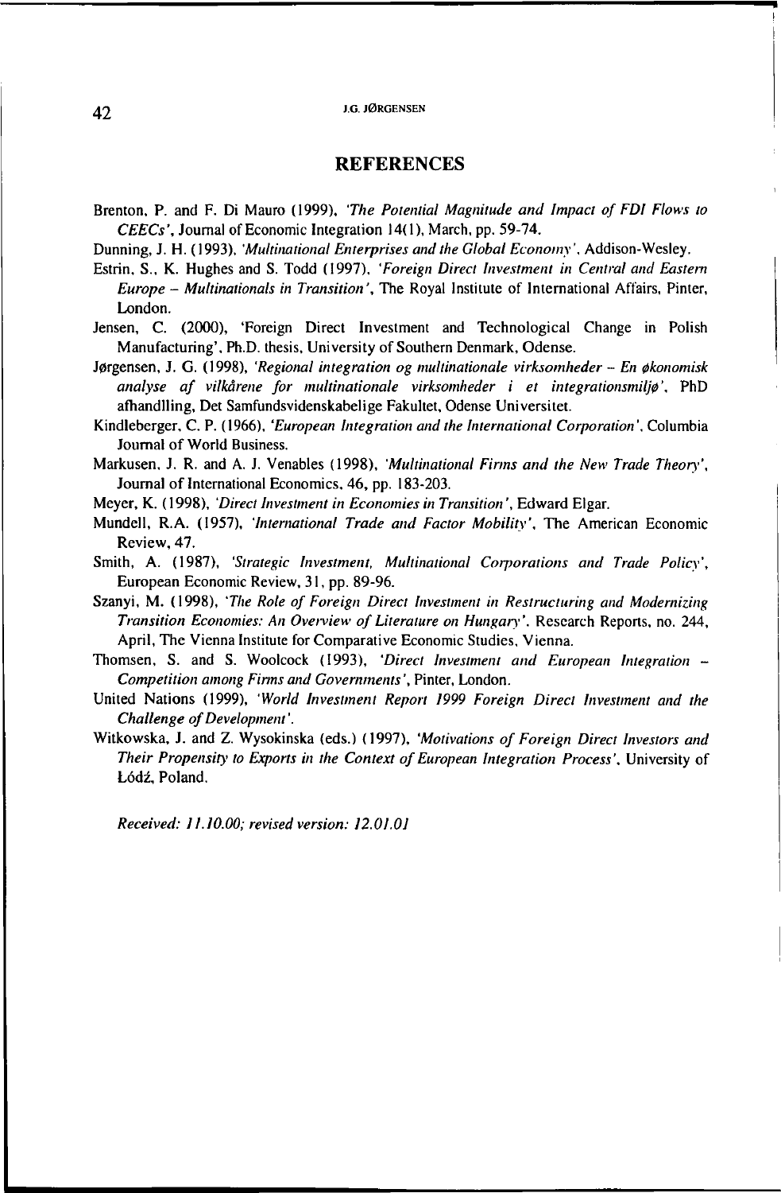## REFERENCES

Brenton, P. and F. Di Mauro (1999), *'The Potential Magnitude and Impact of FDI Flows to CEECs'*, Journal of Economic Integration 14(1), March, pp. 59-74.

Dunning, J. H. (1993), *'Multinational Enterprises and the Global Economy'*, Addison-Wesley.

Estrin, S., K. Hughes and S. Todd (1997), *'Foreign Direct Investment in Central and Eastern Europe – Multinationals in Transition'*, The Royal Institute of International Affairs, Pinter, London.

Jensen, C. (2000), 'Foreign Direct Investment and Technological Change in Polish Manufacturing', Ph.D. thesis, University of Southern Denmark, Odense.

Jørgensen, J. G. (1998), *'Regional integration og multinationale virksomheder – En økonomisk analyse af vilkårene for multinationale virksomheder i et integrationsmiljø'*, PhD afhandlling, Det Samfundsvidenskabelige Fakultet, Odense Universitet.

Kindleberger, C. P. (1966), *'European Integration and the International Corporation'*, Columbia Journal of World Business.

Markusen, J. R. and A. J. Venables (1998), *'Multinational Firms and the New Trade Theory'*, Journal of International Economics, 46, pp. 183-203.

Meyer, K. (1998), *'Direct Investment in Economies in Transition'*, Edward Elgar.

Mundell, R.A. (1957), *'International Trade and Factor Mobility'*, The American Economic Review, 47.

Smith, A. (1987), *'Strategic Investment, Multinational Corporations and Trade Policy'*, European Economic Review, 31, pp. 89-96.

Szanyi, M. (1998), *'The Role of Foreign Direct Investment in Restructuring and Modernizing Transition Economies: An Overview of Literature on Hungary'*. Research Reports, no. 244, April, The Vienna Institute for Comparative Economic Studies, Vienna.

Thomsen, S. and S. Woolcock (1993), *'Direct Investment and European Integration – Competition among Firms and Governments'*, Pinter, London.

United Nations (1999), *'World Investment Report 1999 Foreign Direct Investment and the Challenge of Development'*.

Witkowska, J. and Z. Wysokinska (eds.) (1997), *'Motivations of Foreign Direct Investors and Their Propensity to Exports in the Context of European Integration Process'*, University of Łódź, Poland.

*Received: 11.10.00; revised version: 12.01.01*